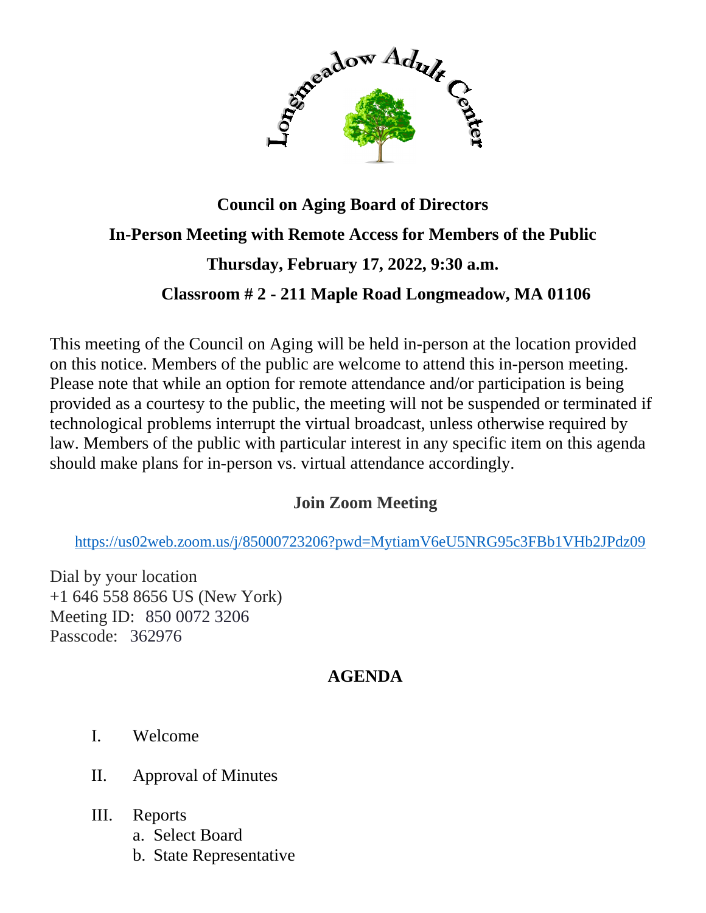Longmeadow Adult Center

**Council on Aging Board of Directors**

**In-Person Meeting with Remote Access for Members of the Public**

**Thursday, February 17, 2022, 9:30 a.m.**

**Classroom # 2 - 211 Maple Road Longmeadow, MA 01106**

This meeting of the Council on Aging will be held in-person at the location provided on this notice. Members of the public are welcome to attend this in-person meeting. Please note that while an option for remote attendance and/or participation is being provided as a courtesy to the public, the meeting will not be suspended or terminated if technological problems interrupt the virtual broadcast, unless otherwise required by law. Members of the public with particular interest in any specific item on this agenda should make plans for in-person vs. virtual attendance accordingly.

**Join Zoom Meeting**

https://us02web.zoom.us/j/85000723206?pwd=MytiamV6eU5NRG95c3FBb1VHb2JPdz09

Dial by your location
+1 646 558 8656 US (New York)
Meeting ID: 850 0072 3206
Passcode: 362976

**AGENDA**

I. Welcome

II. Approval of Minutes

III. Reports
   a. Select Board
   b. State Representative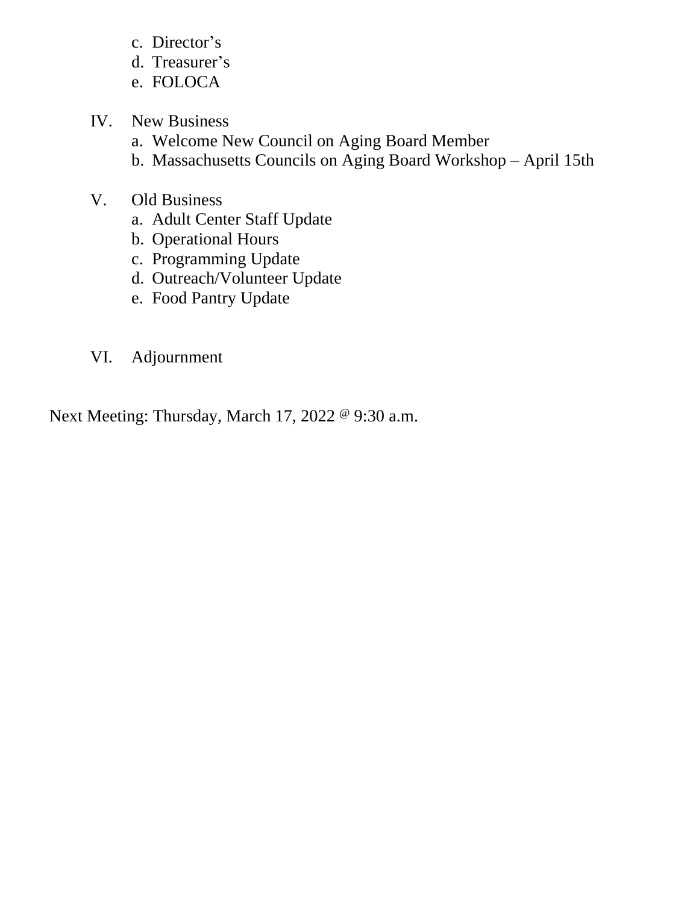c. Director's
d. Treasurer's
e. FOLOCA

IV. New Business
  a. Welcome New Council on Aging Board Member
  b. Massachusetts Councils on Aging Board Workshop – April 15th

V. Old Business
  a. Adult Center Staff Update
  b. Operational Hours
  c. Programming Update
  d. Outreach/Volunteer Update
  e. Food Pantry Update

VI. Adjournment

Next Meeting: Thursday, March 17, 2022 @ 9:30 a.m.